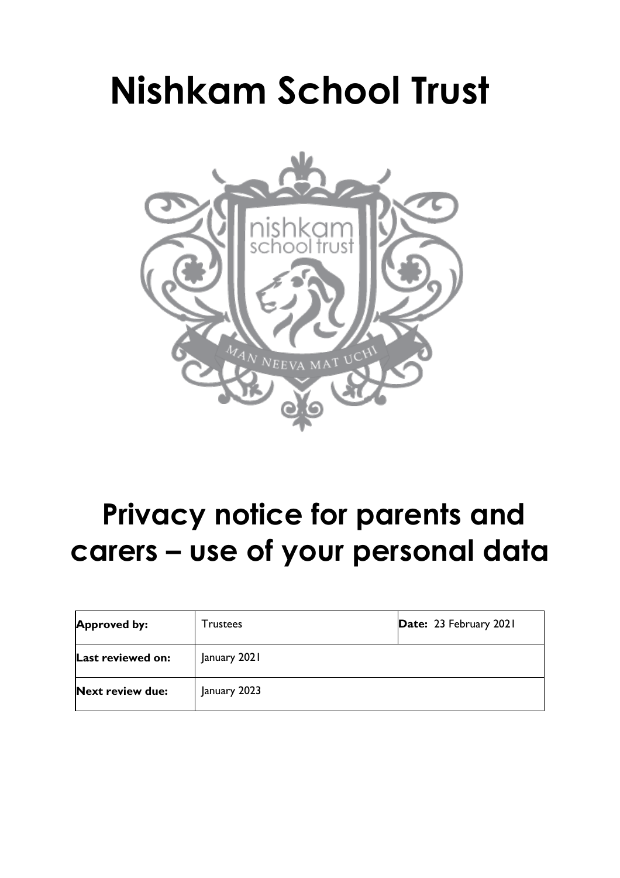# Nishkam School Trust

# Privacy notice for parents and carers – use of your personal data

| **Approved by:** | Trustees | **Date:** 23 February 2021 |
|---|---|---|
| **Last reviewed on:** | January 2021 | |
| **Next review due:** | January 2023 | |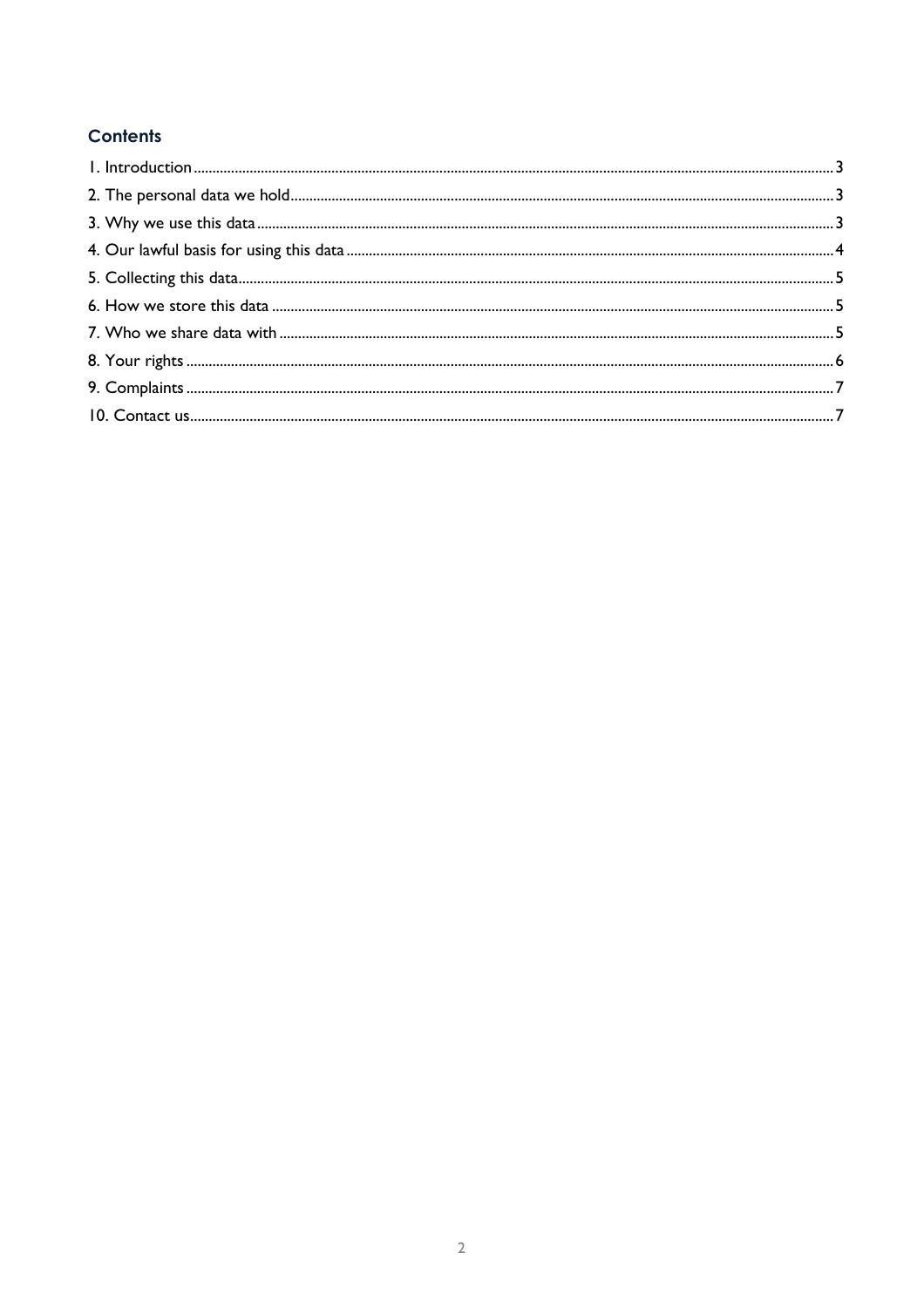## Contents

1. Introduction ........................................................................ 3
2. The personal data we hold ........................................................................ 3
3. Why we use this data ........................................................................ 3
4. Our lawful basis for using this data ........................................................................ 4
5. Collecting this data ........................................................................ 5
6. How we store this data ........................................................................ 5
7. Who we share data with ........................................................................ 5
8. Your rights ........................................................................ 6
9. Complaints ........................................................................ 7
10. Contact us ........................................................................ 7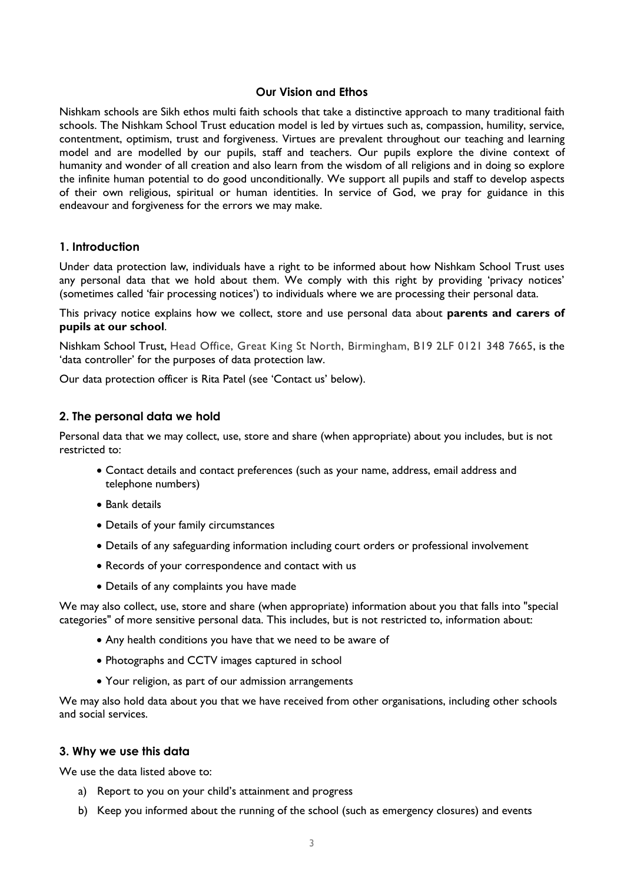## Our Vision and Ethos

Nishkam schools are Sikh ethos multi faith schools that take a distinctive approach to many traditional faith schools. The Nishkam School Trust education model is led by virtues such as, compassion, humility, service, contentment, optimism, trust and forgiveness. Virtues are prevalent throughout our teaching and learning model and are modelled by our pupils, staff and teachers. Our pupils explore the divine context of humanity and wonder of all creation and also learn from the wisdom of all religions and in doing so explore the infinite human potential to do good unconditionally. We support all pupils and staff to develop aspects of their own religious, spiritual or human identities. In service of God, we pray for guidance in this endeavour and forgiveness for the errors we may make.

## 1. Introduction

Under data protection law, individuals have a right to be informed about how Nishkam School Trust uses any personal data that we hold about them. We comply with this right by providing 'privacy notices' (sometimes called 'fair processing notices') to individuals where we are processing their personal data.

This privacy notice explains how we collect, store and use personal data about **parents and carers of pupils at our school**.

Nishkam School Trust, Head Office, Great King St North, Birmingham, B19 2LF 0121 348 7665, is the 'data controller' for the purposes of data protection law.

Our data protection officer is Rita Patel (see 'Contact us' below).

## 2. The personal data we hold

Personal data that we may collect, use, store and share (when appropriate) about you includes, but is not restricted to:

- Contact details and contact preferences (such as your name, address, email address and telephone numbers)
- Bank details
- Details of your family circumstances
- Details of any safeguarding information including court orders or professional involvement
- Records of your correspondence and contact with us
- Details of any complaints you have made

We may also collect, use, store and share (when appropriate) information about you that falls into "special categories" of more sensitive personal data. This includes, but is not restricted to, information about:

- Any health conditions you have that we need to be aware of
- Photographs and CCTV images captured in school
- Your religion, as part of our admission arrangements

We may also hold data about you that we have received from other organisations, including other schools and social services.

## 3. Why we use this data

We use the data listed above to:

a) Report to you on your child's attainment and progress
b) Keep you informed about the running of the school (such as emergency closures) and events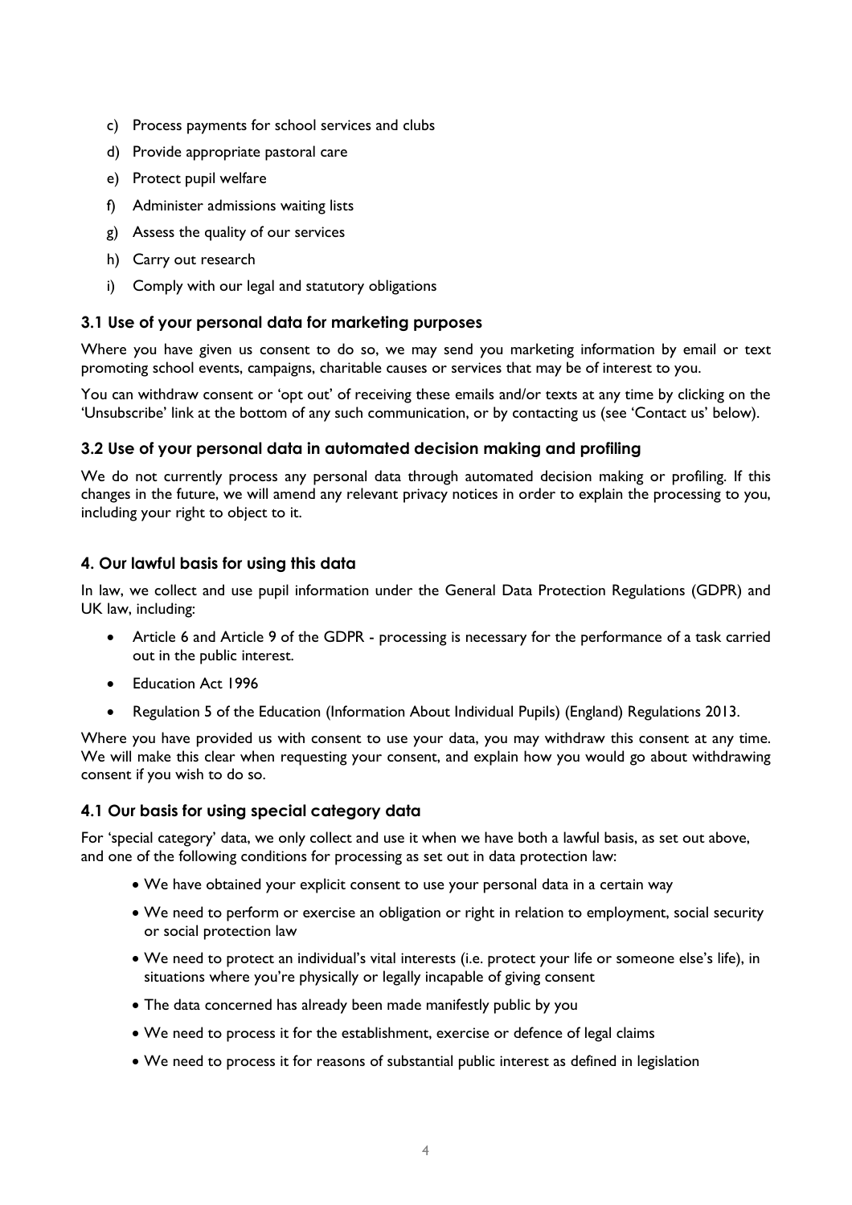c) Process payments for school services and clubs
d) Provide appropriate pastoral care
e) Protect pupil welfare
f) Administer admissions waiting lists
g) Assess the quality of our services
h) Carry out research
i) Comply with our legal and statutory obligations

### 3.1 Use of your personal data for marketing purposes

Where you have given us consent to do so, we may send you marketing information by email or text promoting school events, campaigns, charitable causes or services that may be of interest to you.

You can withdraw consent or 'opt out' of receiving these emails and/or texts at any time by clicking on the 'Unsubscribe' link at the bottom of any such communication, or by contacting us (see 'Contact us' below).

### 3.2 Use of your personal data in automated decision making and profiling

We do not currently process any personal data through automated decision making or profiling. If this changes in the future, we will amend any relevant privacy notices in order to explain the processing to you, including your right to object to it.

## 4. Our lawful basis for using this data

In law, we collect and use pupil information under the General Data Protection Regulations (GDPR) and UK law, including:

- Article 6 and Article 9 of the GDPR - processing is necessary for the performance of a task carried out in the public interest.
- Education Act 1996
- Regulation 5 of the Education (Information About Individual Pupils) (England) Regulations 2013.

Where you have provided us with consent to use your data, you may withdraw this consent at any time. We will make this clear when requesting your consent, and explain how you would go about withdrawing consent if you wish to do so.

### 4.1 Our basis for using special category data

For 'special category' data, we only collect and use it when we have both a lawful basis, as set out above, and one of the following conditions for processing as set out in data protection law:

- We have obtained your explicit consent to use your personal data in a certain way
- We need to perform or exercise an obligation or right in relation to employment, social security or social protection law
- We need to protect an individual's vital interests (i.e. protect your life or someone else's life), in situations where you're physically or legally incapable of giving consent
- The data concerned has already been made manifestly public by you
- We need to process it for the establishment, exercise or defence of legal claims
- We need to process it for reasons of substantial public interest as defined in legislation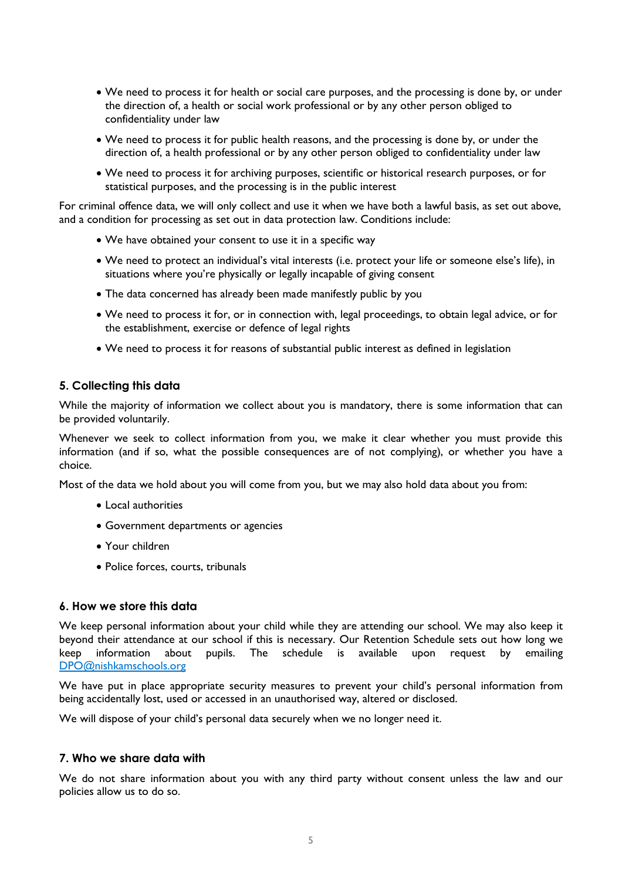- We need to process it for health or social care purposes, and the processing is done by, or under the direction of, a health or social work professional or by any other person obliged to confidentiality under law
- We need to process it for public health reasons, and the processing is done by, or under the direction of, a health professional or by any other person obliged to confidentiality under law
- We need to process it for archiving purposes, scientific or historical research purposes, or for statistical purposes, and the processing is in the public interest

For criminal offence data, we will only collect and use it when we have both a lawful basis, as set out above, and a condition for processing as set out in data protection law. Conditions include:

- We have obtained your consent to use it in a specific way
- We need to protect an individual's vital interests (i.e. protect your life or someone else's life), in situations where you're physically or legally incapable of giving consent
- The data concerned has already been made manifestly public by you
- We need to process it for, or in connection with, legal proceedings, to obtain legal advice, or for the establishment, exercise or defence of legal rights
- We need to process it for reasons of substantial public interest as defined in legislation

## 5. Collecting this data

While the majority of information we collect about you is mandatory, there is some information that can be provided voluntarily.

Whenever we seek to collect information from you, we make it clear whether you must provide this information (and if so, what the possible consequences are of not complying), or whether you have a choice.

Most of the data we hold about you will come from you, but we may also hold data about you from:

- Local authorities
- Government departments or agencies
- Your children
- Police forces, courts, tribunals

## 6. How we store this data

We keep personal information about your child while they are attending our school. We may also keep it beyond their attendance at our school if this is necessary. Our Retention Schedule sets out how long we keep information about pupils. The schedule is available upon request by emailing DPO@nishkamschools.org

We have put in place appropriate security measures to prevent your child's personal information from being accidentally lost, used or accessed in an unauthorised way, altered or disclosed.

We will dispose of your child's personal data securely when we no longer need it.

## 7. Who we share data with

We do not share information about you with any third party without consent unless the law and our policies allow us to do so.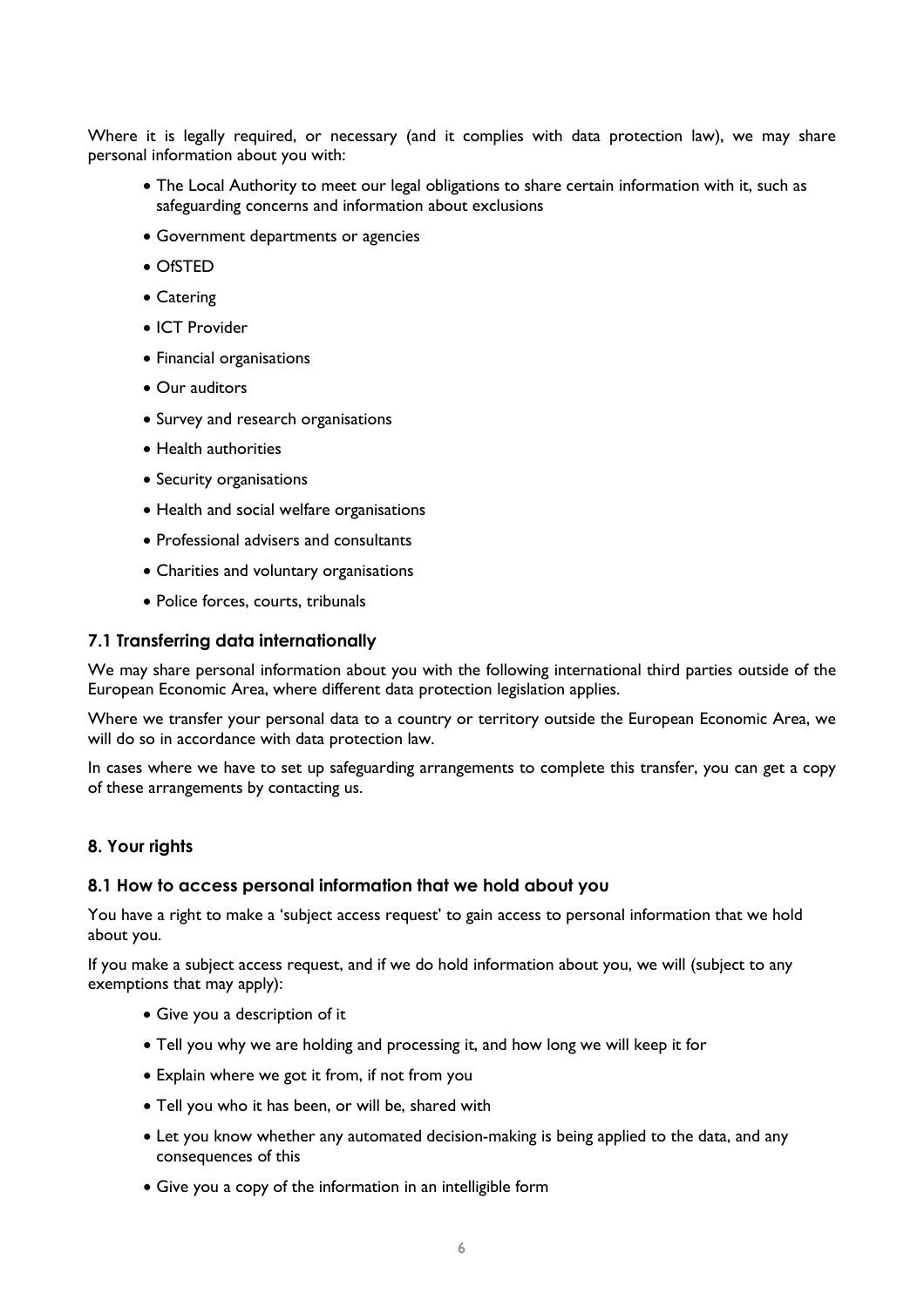Where it is legally required, or necessary (and it complies with data protection law), we may share personal information about you with:

- The Local Authority to meet our legal obligations to share certain information with it, such as safeguarding concerns and information about exclusions
- Government departments or agencies
- OfSTED
- Catering
- ICT Provider
- Financial organisations
- Our auditors
- Survey and research organisations
- Health authorities
- Security organisations
- Health and social welfare organisations
- Professional advisers and consultants
- Charities and voluntary organisations
- Police forces, courts, tribunals

### 7.1 Transferring data internationally

We may share personal information about you with the following international third parties outside of the European Economic Area, where different data protection legislation applies.

Where we transfer your personal data to a country or territory outside the European Economic Area, we will do so in accordance with data protection law.

In cases where we have to set up safeguarding arrangements to complete this transfer, you can get a copy of these arrangements by contacting us.

## 8. Your rights

### 8.1 How to access personal information that we hold about you

You have a right to make a 'subject access request' to gain access to personal information that we hold about you.

If you make a subject access request, and if we do hold information about you, we will (subject to any exemptions that may apply):

- Give you a description of it
- Tell you why we are holding and processing it, and how long we will keep it for
- Explain where we got it from, if not from you
- Tell you who it has been, or will be, shared with
- Let you know whether any automated decision-making is being applied to the data, and any consequences of this
- Give you a copy of the information in an intelligible form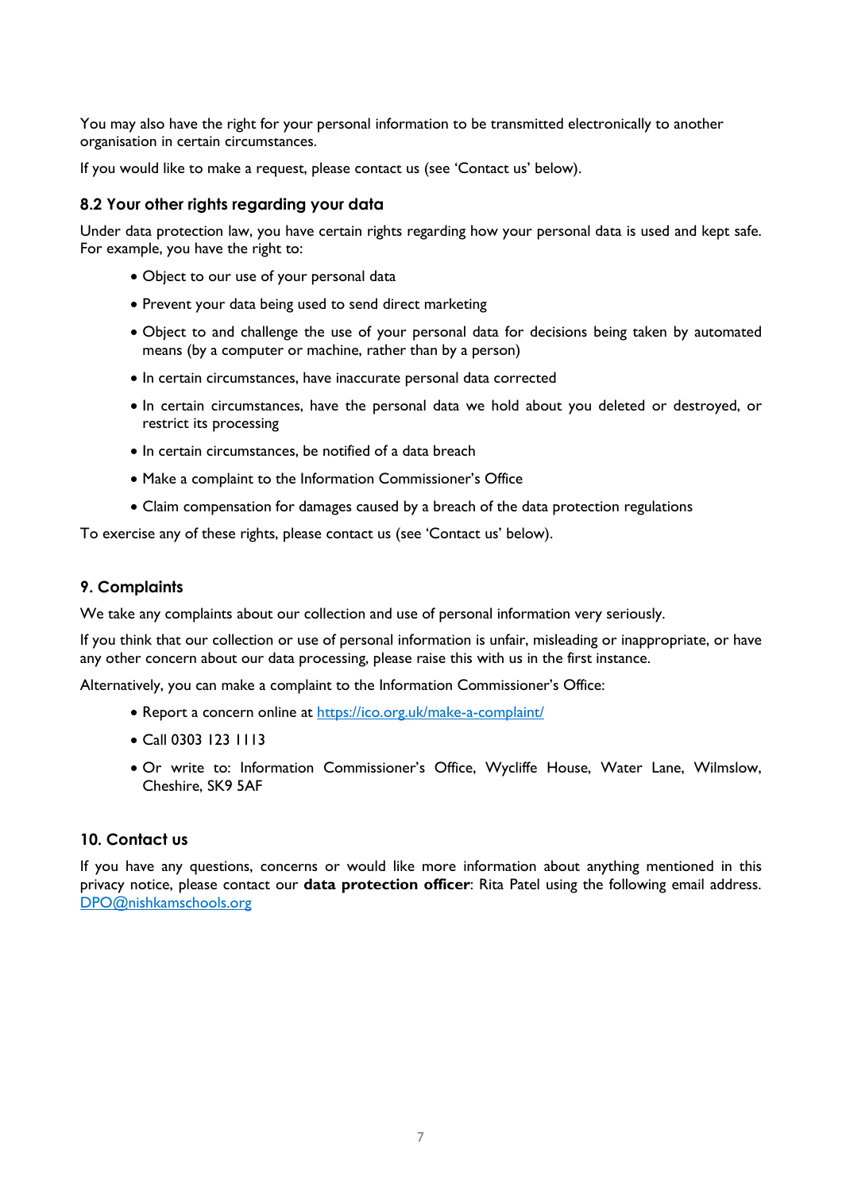You may also have the right for your personal information to be transmitted electronically to another organisation in certain circumstances.

If you would like to make a request, please contact us (see 'Contact us' below).

### 8.2 Your other rights regarding your data

Under data protection law, you have certain rights regarding how your personal data is used and kept safe. For example, you have the right to:

- Object to our use of your personal data
- Prevent your data being used to send direct marketing
- Object to and challenge the use of your personal data for decisions being taken by automated means (by a computer or machine, rather than by a person)
- In certain circumstances, have inaccurate personal data corrected
- In certain circumstances, have the personal data we hold about you deleted or destroyed, or restrict its processing
- In certain circumstances, be notified of a data breach
- Make a complaint to the Information Commissioner's Office
- Claim compensation for damages caused by a breach of the data protection regulations

To exercise any of these rights, please contact us (see 'Contact us' below).

## 9. Complaints

We take any complaints about our collection and use of personal information very seriously.

If you think that our collection or use of personal information is unfair, misleading or inappropriate, or have any other concern about our data processing, please raise this with us in the first instance.

Alternatively, you can make a complaint to the Information Commissioner's Office:

- Report a concern online at [https://ico.org.uk/make-a-complaint/](https://ico.org.uk/make-a-complaint/)
- Call 0303 123 1113
- Or write to: Information Commissioner's Office, Wycliffe House, Water Lane, Wilmslow, Cheshire, SK9 5AF

## 10. Contact us

If you have any questions, concerns or would like more information about anything mentioned in this privacy notice, please contact our **data protection officer**: Rita Patel using the following email address. [DPO@nishkamschools.org](mailto:DPO@nishkamschools.org)